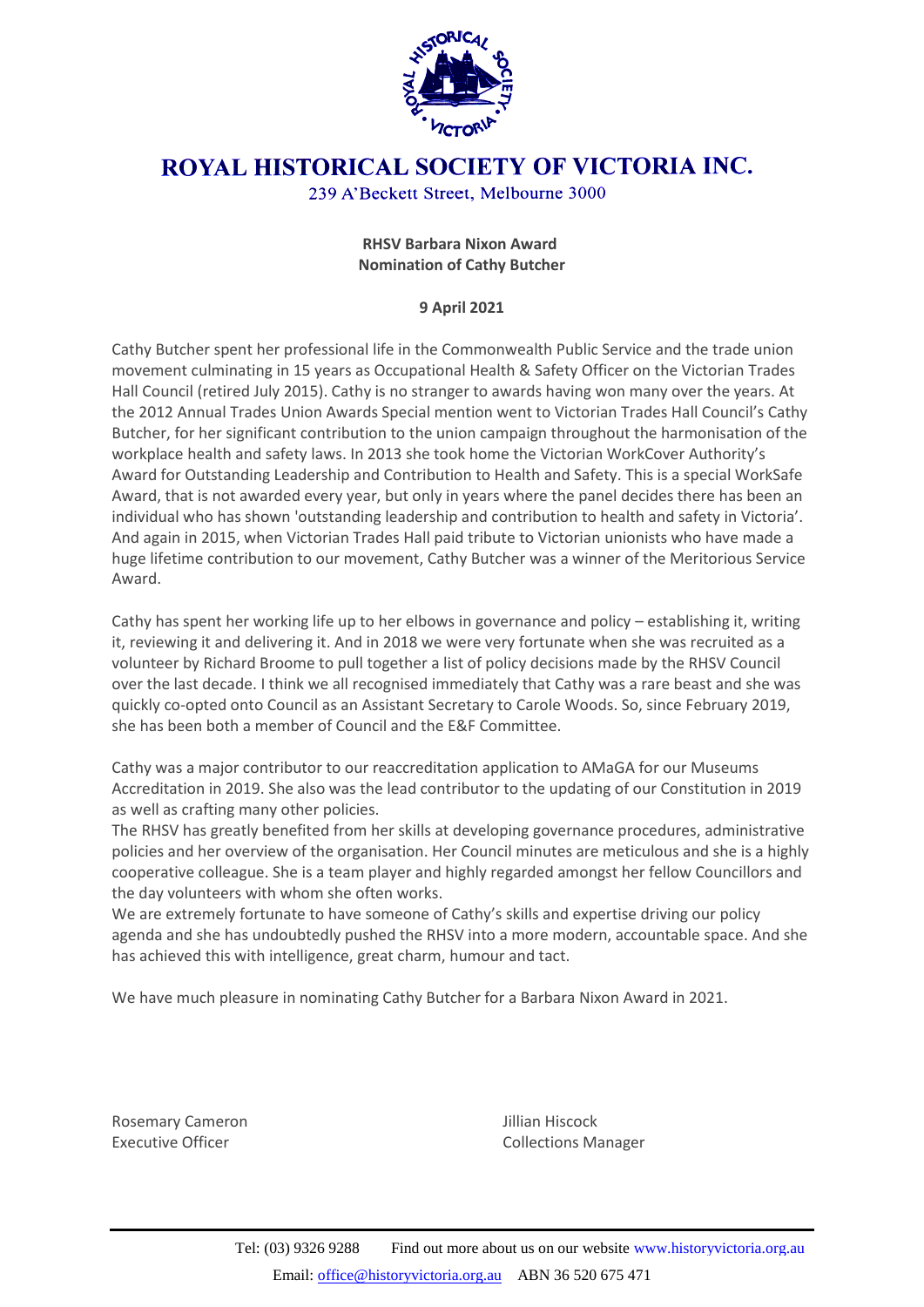# ROYAL HISTORICAL SOCIETY OF VICTORIA INC.

239 A'Beckett Street, Melbourne 3000

**RHSV Barbara Nixon Award**
**Nomination of Cathy Butcher**

**9 April 2021**

Cathy Butcher spent her professional life in the Commonwealth Public Service and the trade union movement culminating in 15 years as Occupational Health & Safety Officer on the Victorian Trades Hall Council (retired July 2015). Cathy is no stranger to awards having won many over the years. At the 2012 Annual Trades Union Awards Special mention went to Victorian Trades Hall Council's Cathy Butcher, for her significant contribution to the union campaign throughout the harmonisation of the workplace health and safety laws. In 2013 she took home the Victorian WorkCover Authority's Award for Outstanding Leadership and Contribution to Health and Safety. This is a special WorkSafe Award, that is not awarded every year, but only in years where the panel decides there has been an individual who has shown 'outstanding leadership and contribution to health and safety in Victoria'. And again in 2015, when Victorian Trades Hall paid tribute to Victorian unionists who have made a huge lifetime contribution to our movement, Cathy Butcher was a winner of the Meritorious Service Award.

Cathy has spent her working life up to her elbows in governance and policy – establishing it, writing it, reviewing it and delivering it. And in 2018 we were very fortunate when she was recruited as a volunteer by Richard Broome to pull together a list of policy decisions made by the RHSV Council over the last decade. I think we all recognised immediately that Cathy was a rare beast and she was quickly co-opted onto Council as an Assistant Secretary to Carole Woods. So, since February 2019, she has been both a member of Council and the E&F Committee.

Cathy was a major contributor to our reaccreditation application to AMaGA for our Museums Accreditation in 2019. She also was the lead contributor to the updating of our Constitution in 2019 as well as crafting many other policies.

The RHSV has greatly benefited from her skills at developing governance procedures, administrative policies and her overview of the organisation. Her Council minutes are meticulous and she is a highly cooperative colleague. She is a team player and highly regarded amongst her fellow Councillors and the day volunteers with whom she often works.

We are extremely fortunate to have someone of Cathy's skills and expertise driving our policy agenda and she has undoubtedly pushed the RHSV into a more modern, accountable space. And she has achieved this with intelligence, great charm, humour and tact.

We have much pleasure in nominating Cathy Butcher for a Barbara Nixon Award in 2021.

Rosemary Cameron
Executive Officer

Jillian Hiscock
Collections Manager

Tel: (03) 9326 9288 Find out more about us on our website www.historyvictoria.org.au
Email: office@historyvictoria.org.au ABN 36 520 675 471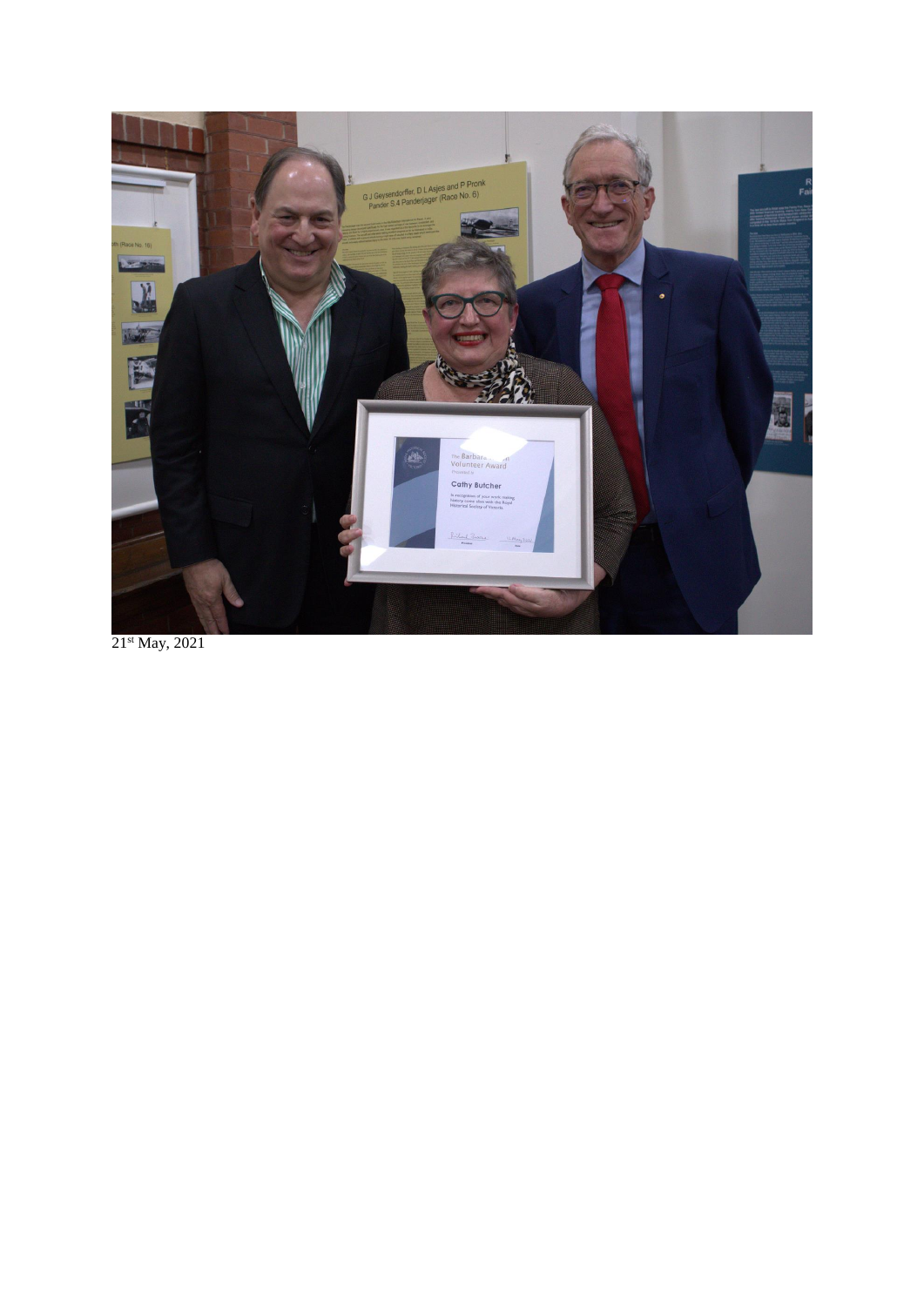21st May, 2021